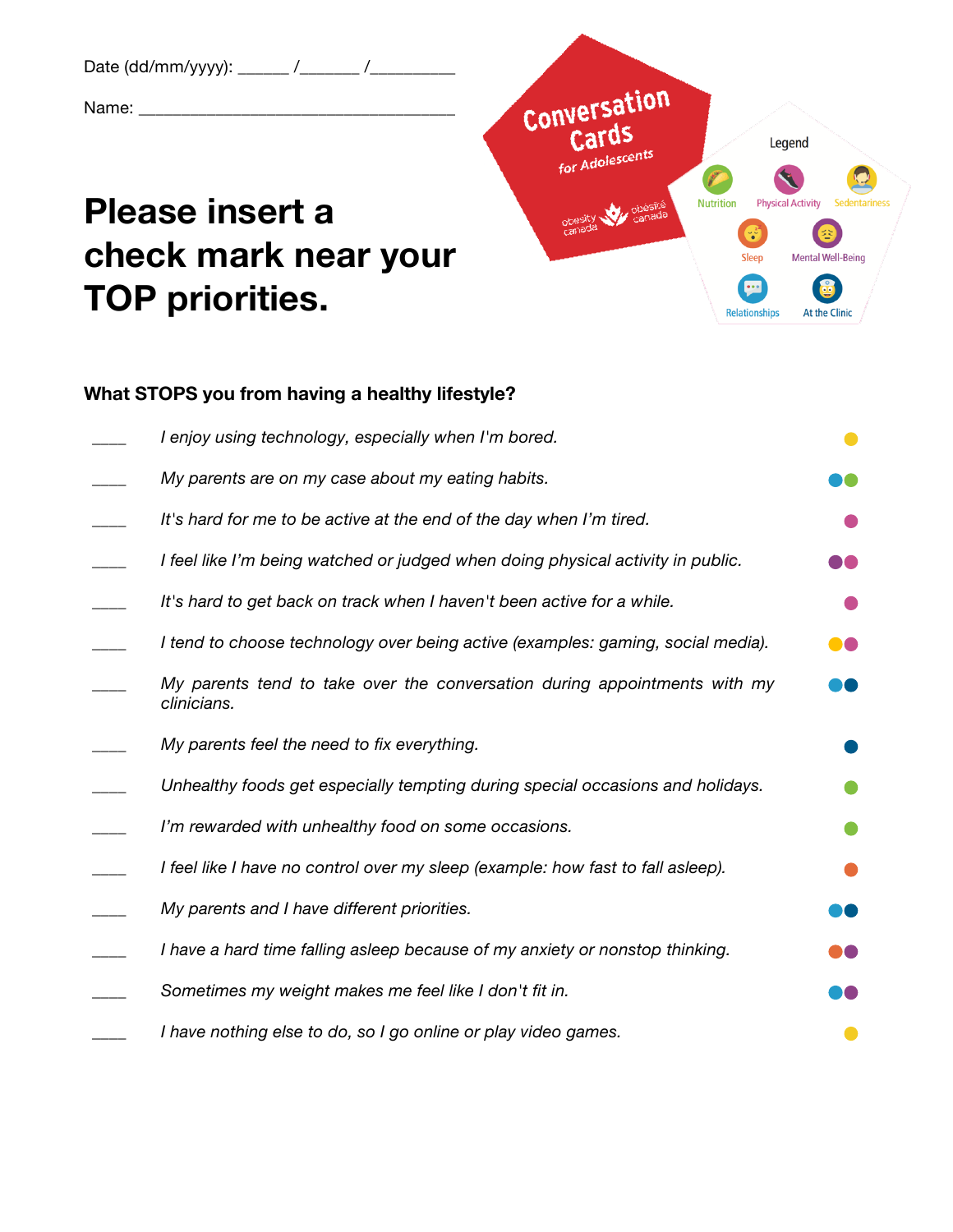Date (dd/mm/yyyy): ______ /_______ /__________

Name: ____________________________________

Conversation Cards for Adolescents

obesity canada / obésité canada

Legend

Nutrition | Physical Activity | Sedentariness | Sleep | Mental Well-Being | Relationships | At the Clinic

# Please insert a check mark near your TOP priorities.

### What STOPS you from having a healthy lifestyle?

____ *I enjoy using technology, especially when I'm bored.*

____ *My parents are on my case about my eating habits.*

____ *It's hard for me to be active at the end of the day when I'm tired.*

____ *I feel like I'm being watched or judged when doing physical activity in public.*

____ *It's hard to get back on track when I haven't been active for a while.*

____ *I tend to choose technology over being active (examples: gaming, social media).*

____ *My parents tend to take over the conversation during appointments with my clinicians.*

____ *My parents feel the need to fix everything.*

____ *Unhealthy foods get especially tempting during special occasions and holidays.*

____ *I'm rewarded with unhealthy food on some occasions.*

____ *I feel like I have no control over my sleep (example: how fast to fall asleep).*

____ *My parents and I have different priorities.*

____ *I have a hard time falling asleep because of my anxiety or nonstop thinking.*

____ *Sometimes my weight makes me feel like I don't fit in.*

____ *I have nothing else to do, so I go online or play video games.*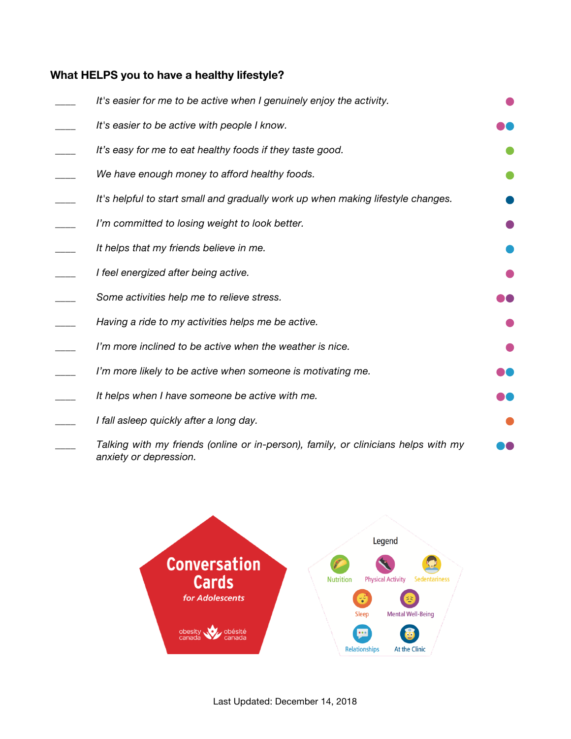**What HELPS you to have a healthy lifestyle?**

____ *It's easier for me to be active when I genuinely enjoy the activity.*

____ *It's easier to be active with people I know.*

____ *It's easy for me to eat healthy foods if they taste good.*

____ *We have enough money to afford healthy foods.*

____ *It's helpful to start small and gradually work up when making lifestyle changes.*

____ *I'm committed to losing weight to look better.*

____ *It helps that my friends believe in me.*

____ *I feel energized after being active.*

____ *Some activities help me to relieve stress.*

____ *Having a ride to my activities helps me be active.*

____ *I'm more inclined to be active when the weather is nice.*

____ *I'm more likely to be active when someone is motivating me.*

____ *It helps when I have someone be active with me.*

____ *I fall asleep quickly after a long day.*

____ *Talking with my friends (online or in-person), family, or clinicians helps with my anxiety or depression.*

**Conversation Cards** *for Adolescents*

obesity canada obésité canada

Legend

Nutrition, Physical Activity, Sedentariness, Sleep, Mental Well-Being, Relationships, At the Clinic

Last Updated: December 14, 2018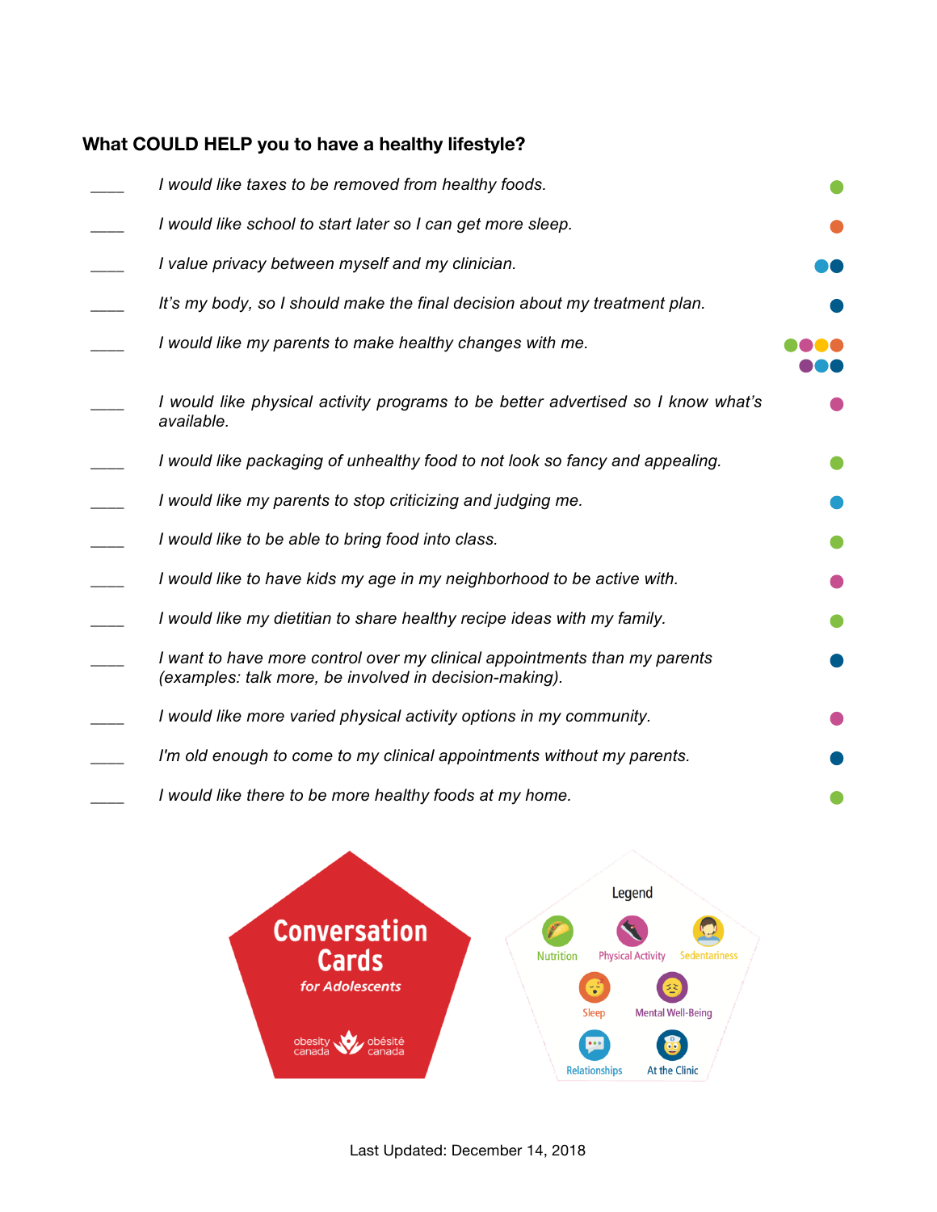### What COULD HELP you to have a healthy lifestyle?

____ *I would like taxes to be removed from healthy foods.*

____ *I would like school to start later so I can get more sleep.*

____ *I value privacy between myself and my clinician.*

____ *It's my body, so I should make the final decision about my treatment plan.*

____ *I would like my parents to make healthy changes with me.*

____ *I would like physical activity programs to be better advertised so I know what's available.*

____ *I would like packaging of unhealthy food to not look so fancy and appealing.*

____ *I would like my parents to stop criticizing and judging me.*

____ *I would like to be able to bring food into class.*

____ *I would like to have kids my age in my neighborhood to be active with.*

____ *I would like my dietitian to share healthy recipe ideas with my family.*

____ *I want to have more control over my clinical appointments than my parents (examples: talk more, be involved in decision-making).*

____ *I would like more varied physical activity options in my community.*

____ *I'm old enough to come to my clinical appointments without my parents.*

____ *I would like there to be more healthy foods at my home.*

**Conversation Cards**
*for Adolescents*

obesity canada | obésité canada

Legend

Nutrition, Physical Activity, Sedentariness, Sleep, Mental Well-Being, Relationships, At the Clinic

Last Updated: December 14, 2018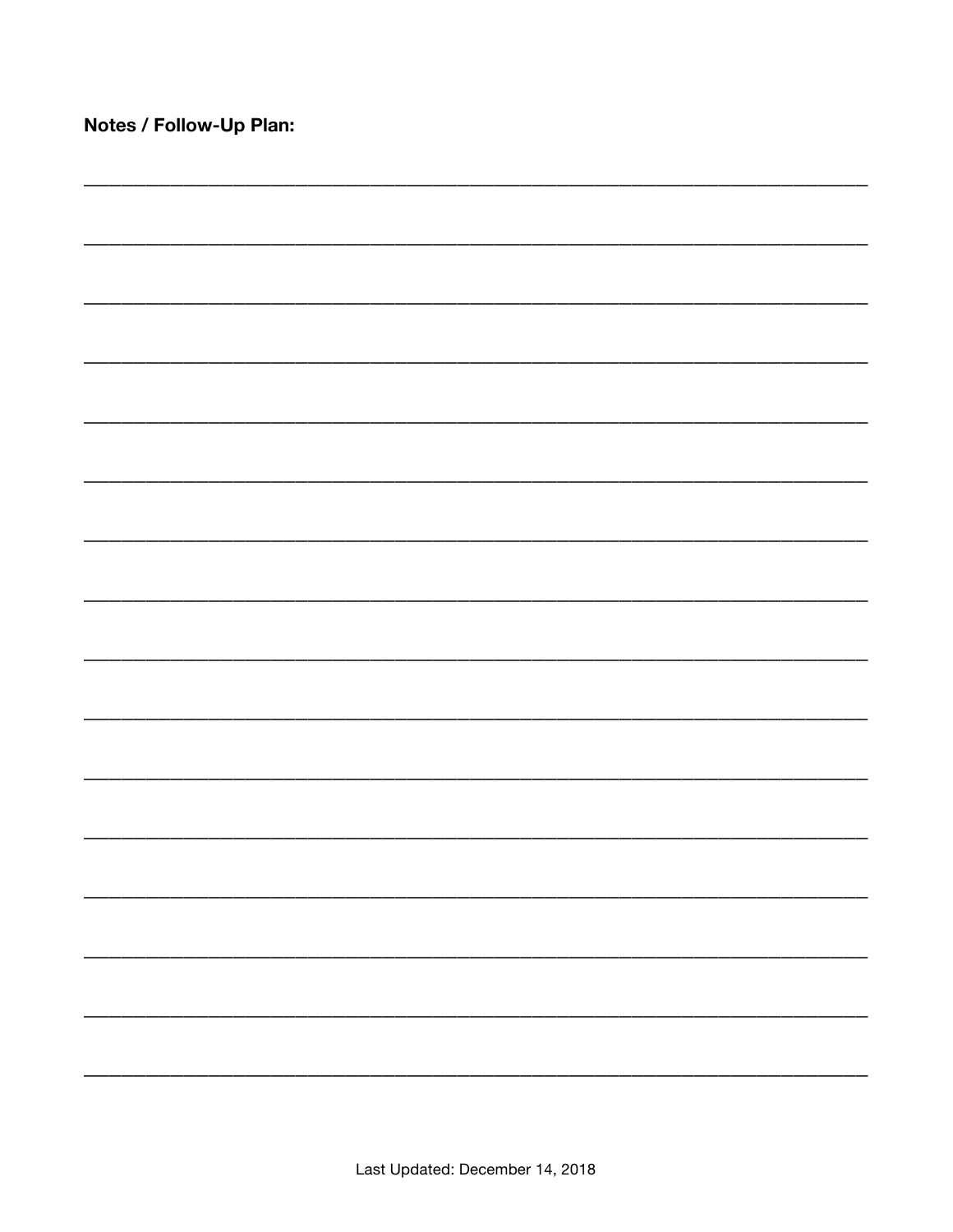**Notes / Follow-Up Plan:**

\_\_\_\_\_\_\_\_\_\_\_\_\_\_\_\_\_\_\_\_\_\_\_\_\_\_\_\_\_\_\_\_\_\_\_\_\_\_\_\_\_\_\_\_\_\_\_\_\_\_\_\_\_\_\_\_\_\_\_\_\_\_\_\_\_\_\_\_\_\_\_\_

\_\_\_\_\_\_\_\_\_\_\_\_\_\_\_\_\_\_\_\_\_\_\_\_\_\_\_\_\_\_\_\_\_\_\_\_\_\_\_\_\_\_\_\_\_\_\_\_\_\_\_\_\_\_\_\_\_\_\_\_\_\_\_\_\_\_\_\_\_\_\_\_

\_\_\_\_\_\_\_\_\_\_\_\_\_\_\_\_\_\_\_\_\_\_\_\_\_\_\_\_\_\_\_\_\_\_\_\_\_\_\_\_\_\_\_\_\_\_\_\_\_\_\_\_\_\_\_\_\_\_\_\_\_\_\_\_\_\_\_\_\_\_\_\_

\_\_\_\_\_\_\_\_\_\_\_\_\_\_\_\_\_\_\_\_\_\_\_\_\_\_\_\_\_\_\_\_\_\_\_\_\_\_\_\_\_\_\_\_\_\_\_\_\_\_\_\_\_\_\_\_\_\_\_\_\_\_\_\_\_\_\_\_\_\_\_\_

\_\_\_\_\_\_\_\_\_\_\_\_\_\_\_\_\_\_\_\_\_\_\_\_\_\_\_\_\_\_\_\_\_\_\_\_\_\_\_\_\_\_\_\_\_\_\_\_\_\_\_\_\_\_\_\_\_\_\_\_\_\_\_\_\_\_\_\_\_\_\_\_

\_\_\_\_\_\_\_\_\_\_\_\_\_\_\_\_\_\_\_\_\_\_\_\_\_\_\_\_\_\_\_\_\_\_\_\_\_\_\_\_\_\_\_\_\_\_\_\_\_\_\_\_\_\_\_\_\_\_\_\_\_\_\_\_\_\_\_\_\_\_\_\_

\_\_\_\_\_\_\_\_\_\_\_\_\_\_\_\_\_\_\_\_\_\_\_\_\_\_\_\_\_\_\_\_\_\_\_\_\_\_\_\_\_\_\_\_\_\_\_\_\_\_\_\_\_\_\_\_\_\_\_\_\_\_\_\_\_\_\_\_\_\_\_\_

\_\_\_\_\_\_\_\_\_\_\_\_\_\_\_\_\_\_\_\_\_\_\_\_\_\_\_\_\_\_\_\_\_\_\_\_\_\_\_\_\_\_\_\_\_\_\_\_\_\_\_\_\_\_\_\_\_\_\_\_\_\_\_\_\_\_\_\_\_\_\_\_

\_\_\_\_\_\_\_\_\_\_\_\_\_\_\_\_\_\_\_\_\_\_\_\_\_\_\_\_\_\_\_\_\_\_\_\_\_\_\_\_\_\_\_\_\_\_\_\_\_\_\_\_\_\_\_\_\_\_\_\_\_\_\_\_\_\_\_\_\_\_\_\_

\_\_\_\_\_\_\_\_\_\_\_\_\_\_\_\_\_\_\_\_\_\_\_\_\_\_\_\_\_\_\_\_\_\_\_\_\_\_\_\_\_\_\_\_\_\_\_\_\_\_\_\_\_\_\_\_\_\_\_\_\_\_\_\_\_\_\_\_\_\_\_\_

\_\_\_\_\_\_\_\_\_\_\_\_\_\_\_\_\_\_\_\_\_\_\_\_\_\_\_\_\_\_\_\_\_\_\_\_\_\_\_\_\_\_\_\_\_\_\_\_\_\_\_\_\_\_\_\_\_\_\_\_\_\_\_\_\_\_\_\_\_\_\_\_

\_\_\_\_\_\_\_\_\_\_\_\_\_\_\_\_\_\_\_\_\_\_\_\_\_\_\_\_\_\_\_\_\_\_\_\_\_\_\_\_\_\_\_\_\_\_\_\_\_\_\_\_\_\_\_\_\_\_\_\_\_\_\_\_\_\_\_\_\_\_\_\_

\_\_\_\_\_\_\_\_\_\_\_\_\_\_\_\_\_\_\_\_\_\_\_\_\_\_\_\_\_\_\_\_\_\_\_\_\_\_\_\_\_\_\_\_\_\_\_\_\_\_\_\_\_\_\_\_\_\_\_\_\_\_\_\_\_\_\_\_\_\_\_\_

\_\_\_\_\_\_\_\_\_\_\_\_\_\_\_\_\_\_\_\_\_\_\_\_\_\_\_\_\_\_\_\_\_\_\_\_\_\_\_\_\_\_\_\_\_\_\_\_\_\_\_\_\_\_\_\_\_\_\_\_\_\_\_\_\_\_\_\_\_\_\_\_

\_\_\_\_\_\_\_\_\_\_\_\_\_\_\_\_\_\_\_\_\_\_\_\_\_\_\_\_\_\_\_\_\_\_\_\_\_\_\_\_\_\_\_\_\_\_\_\_\_\_\_\_\_\_\_\_\_\_\_\_\_\_\_\_\_\_\_\_\_\_\_\_

\_\_\_\_\_\_\_\_\_\_\_\_\_\_\_\_\_\_\_\_\_\_\_\_\_\_\_\_\_\_\_\_\_\_\_\_\_\_\_\_\_\_\_\_\_\_\_\_\_\_\_\_\_\_\_\_\_\_\_\_\_\_\_\_\_\_\_\_\_\_\_\_

Last Updated: December 14, 2018